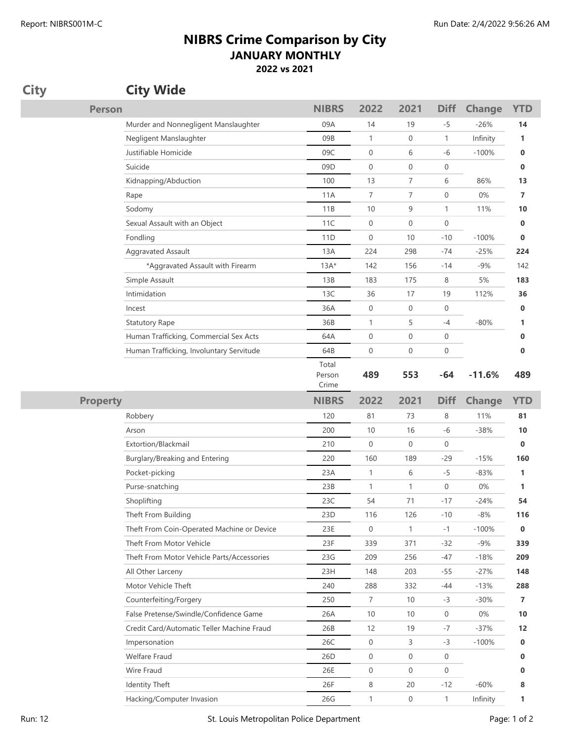Report: NIBRS001M-C

Run Date: 2/4/2022 9:56:26 AM

# NIBRS Crime Comparison by City

## JANUARY MONTHLY

### 2022 vs 2021

**City** | **City Wide**

| Person | NIBRS | 2022 | 2021 | Diff | Change | YTD |
|---|---|---|---|---|---|---|
| Murder and Nonnegligent Manslaughter | 09A | 14 | 19 | -5 | -26% | **14** |
| Negligent Manslaughter | 09B | 1 | 0 | 1 | Infinity | **1** |
| Justifiable Homicide | 09C | 0 | 6 | -6 | -100% | **0** |
| Suicide | 09D | 0 | 0 | 0 | | **0** |
| Kidnapping/Abduction | 100 | 13 | 7 | 6 | 86% | **13** |
| Rape | 11A | 7 | 7 | 0 | 0% | **7** |
| Sodomy | 11B | 10 | 9 | 1 | 11% | **10** |
| Sexual Assault with an Object | 11C | 0 | 0 | 0 | | **0** |
| Fondling | 11D | 0 | 10 | -10 | -100% | **0** |
| Aggravated Assault | 13A | 224 | 298 | -74 | -25% | **224** |
| *Aggravated Assault with Firearm | 13A* | 142 | 156 | -14 | -9% | 142 |
| Simple Assault | 13B | 183 | 175 | 8 | 5% | **183** |
| Intimidation | 13C | 36 | 17 | 19 | 112% | **36** |
| Incest | 36A | 0 | 0 | 0 | | **0** |
| Statutory Rape | 36B | 1 | 5 | -4 | -80% | **1** |
| Human Trafficking, Commercial Sex Acts | 64A | 0 | 0 | 0 | | **0** |
| Human Trafficking, Involuntary Servitude | 64B | 0 | 0 | 0 | | **0** |
| | Total Person Crime | **489** | **553** | **-64** | **-11.6%** | **489** |

| Property | NIBRS | 2022 | 2021 | Diff | Change | YTD |
|---|---|---|---|---|---|---|
| Robbery | 120 | 81 | 73 | 8 | 11% | **81** |
| Arson | 200 | 10 | 16 | -6 | -38% | **10** |
| Extortion/Blackmail | 210 | 0 | 0 | 0 | | **0** |
| Burglary/Breaking and Entering | 220 | 160 | 189 | -29 | -15% | **160** |
| Pocket-picking | 23A | 1 | 6 | -5 | -83% | **1** |
| Purse-snatching | 23B | 1 | 1 | 0 | 0% | **1** |
| Shoplifting | 23C | 54 | 71 | -17 | -24% | **54** |
| Theft From Building | 23D | 116 | 126 | -10 | -8% | **116** |
| Theft From Coin-Operated Machine or Device | 23E | 0 | 1 | -1 | -100% | **0** |
| Theft From Motor Vehicle | 23F | 339 | 371 | -32 | -9% | **339** |
| Theft From Motor Vehicle Parts/Accessories | 23G | 209 | 256 | -47 | -18% | **209** |
| All Other Larceny | 23H | 148 | 203 | -55 | -27% | **148** |
| Motor Vehicle Theft | 240 | 288 | 332 | -44 | -13% | **288** |
| Counterfeiting/Forgery | 250 | 7 | 10 | -3 | -30% | **7** |
| False Pretense/Swindle/Confidence Game | 26A | 10 | 10 | 0 | 0% | **10** |
| Credit Card/Automatic Teller Machine Fraud | 26B | 12 | 19 | -7 | -37% | **12** |
| Impersonation | 26C | 0 | 3 | -3 | -100% | **0** |
| Welfare Fraud | 26D | 0 | 0 | 0 | | **0** |
| Wire Fraud | 26E | 0 | 0 | 0 | | **0** |
| Identity Theft | 26F | 8 | 20 | -12 | -60% | **8** |
| Hacking/Computer Invasion | 26G | 1 | 0 | 1 | Infinity | **1** |

Run: 12

St. Louis Metropolitan Police Department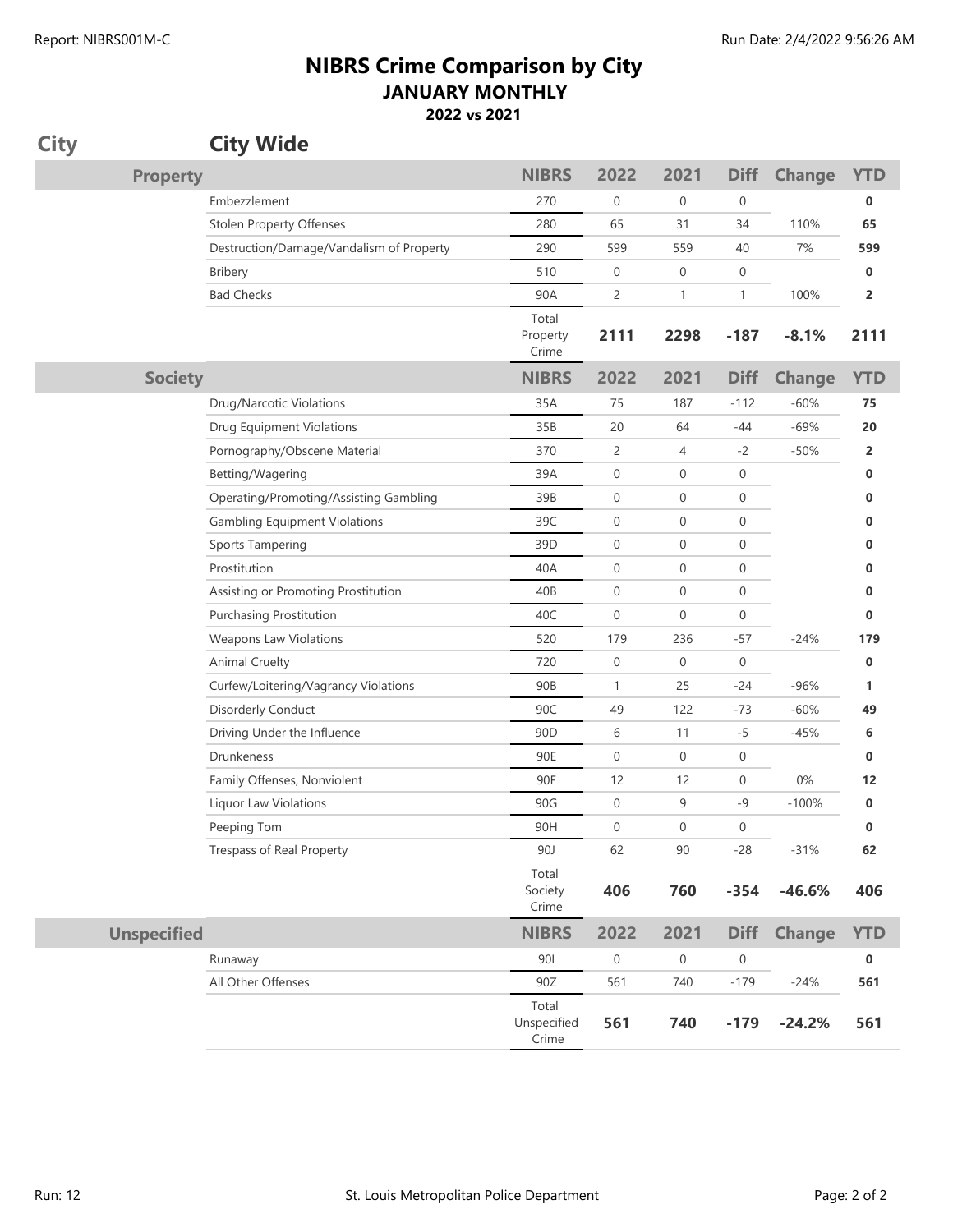# NIBRS Crime Comparison by City

## JANUARY MONTHLY

### 2022 vs 2021

**City** — **City Wide**

| Property | | NIBRS | 2022 | 2021 | Diff | Change | YTD |
|---|---|---|---|---|---|---|---|
| | Embezzlement | 270 | 0 | 0 | 0 | | **0** |
| | Stolen Property Offenses | 280 | 65 | 31 | 34 | 110% | **65** |
| | Destruction/Damage/Vandalism of Property | 290 | 599 | 559 | 40 | 7% | **599** |
| | Bribery | 510 | 0 | 0 | 0 | | **0** |
| | Bad Checks | 90A | 2 | 1 | 1 | 100% | **2** |
| | | Total Property Crime | **2111** | **2298** | **-187** | **-8.1%** | **2111** |

| Society | | NIBRS | 2022 | 2021 | Diff | Change | YTD |
|---|---|---|---|---|---|---|---|
| | Drug/Narcotic Violations | 35A | 75 | 187 | -112 | -60% | **75** |
| | Drug Equipment Violations | 35B | 20 | 64 | -44 | -69% | **20** |
| | Pornography/Obscene Material | 370 | 2 | 4 | -2 | -50% | **2** |
| | Betting/Wagering | 39A | 0 | 0 | 0 | | **0** |
| | Operating/Promoting/Assisting Gambling | 39B | 0 | 0 | 0 | | **0** |
| | Gambling Equipment Violations | 39C | 0 | 0 | 0 | | **0** |
| | Sports Tampering | 39D | 0 | 0 | 0 | | **0** |
| | Prostitution | 40A | 0 | 0 | 0 | | **0** |
| | Assisting or Promoting Prostitution | 40B | 0 | 0 | 0 | | **0** |
| | Purchasing Prostitution | 40C | 0 | 0 | 0 | | **0** |
| | Weapons Law Violations | 520 | 179 | 236 | -57 | -24% | **179** |
| | Animal Cruelty | 720 | 0 | 0 | 0 | | **0** |
| | Curfew/Loitering/Vagrancy Violations | 90B | 1 | 25 | -24 | -96% | **1** |
| | Disorderly Conduct | 90C | 49 | 122 | -73 | -60% | **49** |
| | Driving Under the Influence | 90D | 6 | 11 | -5 | -45% | **6** |
| | Drunkeness | 90E | 0 | 0 | 0 | | **0** |
| | Family Offenses, Nonviolent | 90F | 12 | 12 | 0 | 0% | **12** |
| | Liquor Law Violations | 90G | 0 | 9 | -9 | -100% | **0** |
| | Peeping Tom | 90H | 0 | 0 | 0 | | **0** |
| | Trespass of Real Property | 90J | 62 | 90 | -28 | -31% | **62** |
| | | Total Society Crime | **406** | **760** | **-354** | **-46.6%** | **406** |

| Unspecified | | NIBRS | 2022 | 2021 | Diff | Change | YTD |
|---|---|---|---|---|---|---|---|
| | Runaway | 90I | 0 | 0 | 0 | | **0** |
| | All Other Offenses | 90Z | 561 | 740 | -179 | -24% | **561** |
| | | Total Unspecified Crime | **561** | **740** | **-179** | **-24.2%** | **561** |